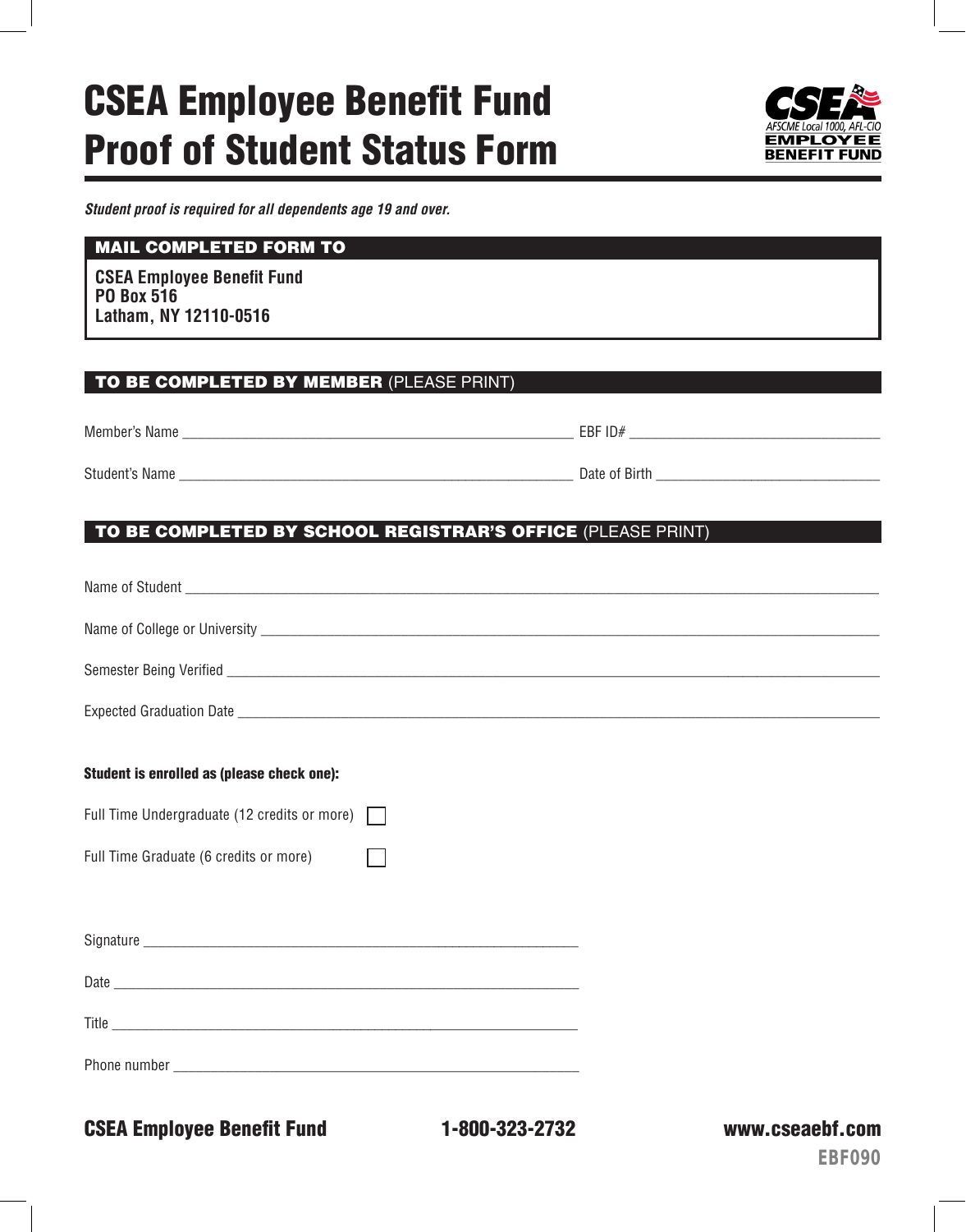# CSEA Employee Benefit Fund Proof of Student Status Form

CSEA AFSCME Local 1000, AFL-CIO EMPLOYEE BENEFIT FUND

***Student proof is required for all dependents age 19 and over.***

## MAIL COMPLETED FORM TO

**CSEA Employee Benefit Fund**
**PO Box 516**
**Latham, NY 12110-0516**

## TO BE COMPLETED BY MEMBER (PLEASE PRINT)

Member's Name ______________________________ EBF ID# ______________________

Student's Name ______________________________ Date of Birth ______________________

## TO BE COMPLETED BY SCHOOL REGISTRAR'S OFFICE (PLEASE PRINT)

Name of Student ____________________________________________

Name of College or University ____________________________________________

Semester Being Verified ____________________________________________

Expected Graduation Date ____________________________________________

**Student is enrolled as (please check one):**

Full Time Undergraduate (12 credits or more) ☐

Full Time Graduate (6 credits or more) ☐

Signature ______________________________

Date ______________________________

Title ______________________________

Phone number ______________________________

**CSEA Employee Benefit Fund** **1-800-323-2732** **www.cseaebf.com**

EBF090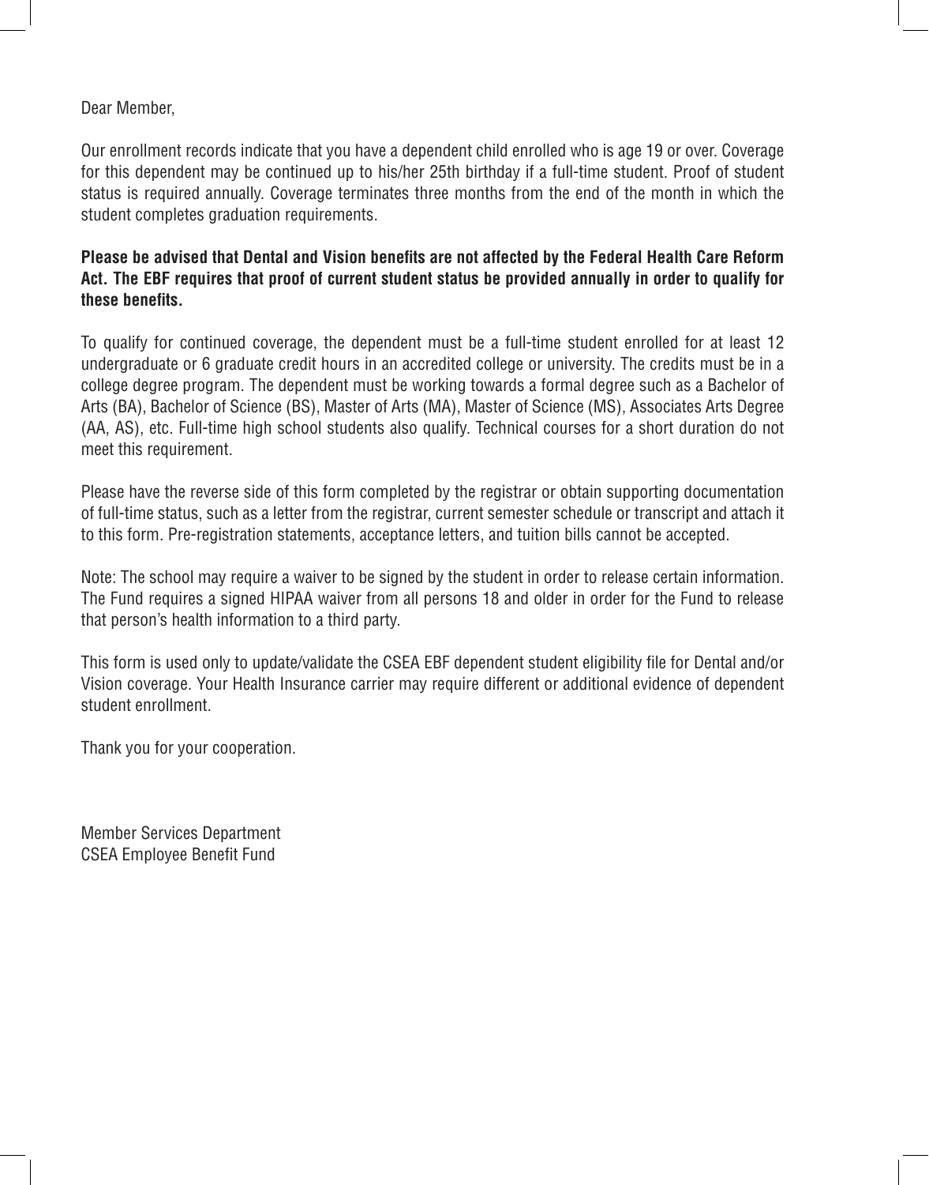Dear Member,

Our enrollment records indicate that you have a dependent child enrolled who is age 19 or over. Coverage for this dependent may be continued up to his/her 25th birthday if a full-time student. Proof of student status is required annually. Coverage terminates three months from the end of the month in which the student completes graduation requirements.

**Please be advised that Dental and Vision benefits are not affected by the Federal Health Care Reform Act. The EBF requires that proof of current student status be provided annually in order to qualify for these benefits.**

To qualify for continued coverage, the dependent must be a full-time student enrolled for at least 12 undergraduate or 6 graduate credit hours in an accredited college or university. The credits must be in a college degree program. The dependent must be working towards a formal degree such as a Bachelor of Arts (BA), Bachelor of Science (BS), Master of Arts (MA), Master of Science (MS), Associates Arts Degree (AA, AS), etc. Full-time high school students also qualify. Technical courses for a short duration do not meet this requirement.

Please have the reverse side of this form completed by the registrar or obtain supporting documentation of full-time status, such as a letter from the registrar, current semester schedule or transcript and attach it to this form. Pre-registration statements, acceptance letters, and tuition bills cannot be accepted.

Note: The school may require a waiver to be signed by the student in order to release certain information. The Fund requires a signed HIPAA waiver from all persons 18 and older in order for the Fund to release that person's health information to a third party.

This form is used only to update/validate the CSEA EBF dependent student eligibility file for Dental and/or Vision coverage. Your Health Insurance carrier may require different or additional evidence of dependent student enrollment.

Thank you for your cooperation.

Member Services Department
CSEA Employee Benefit Fund